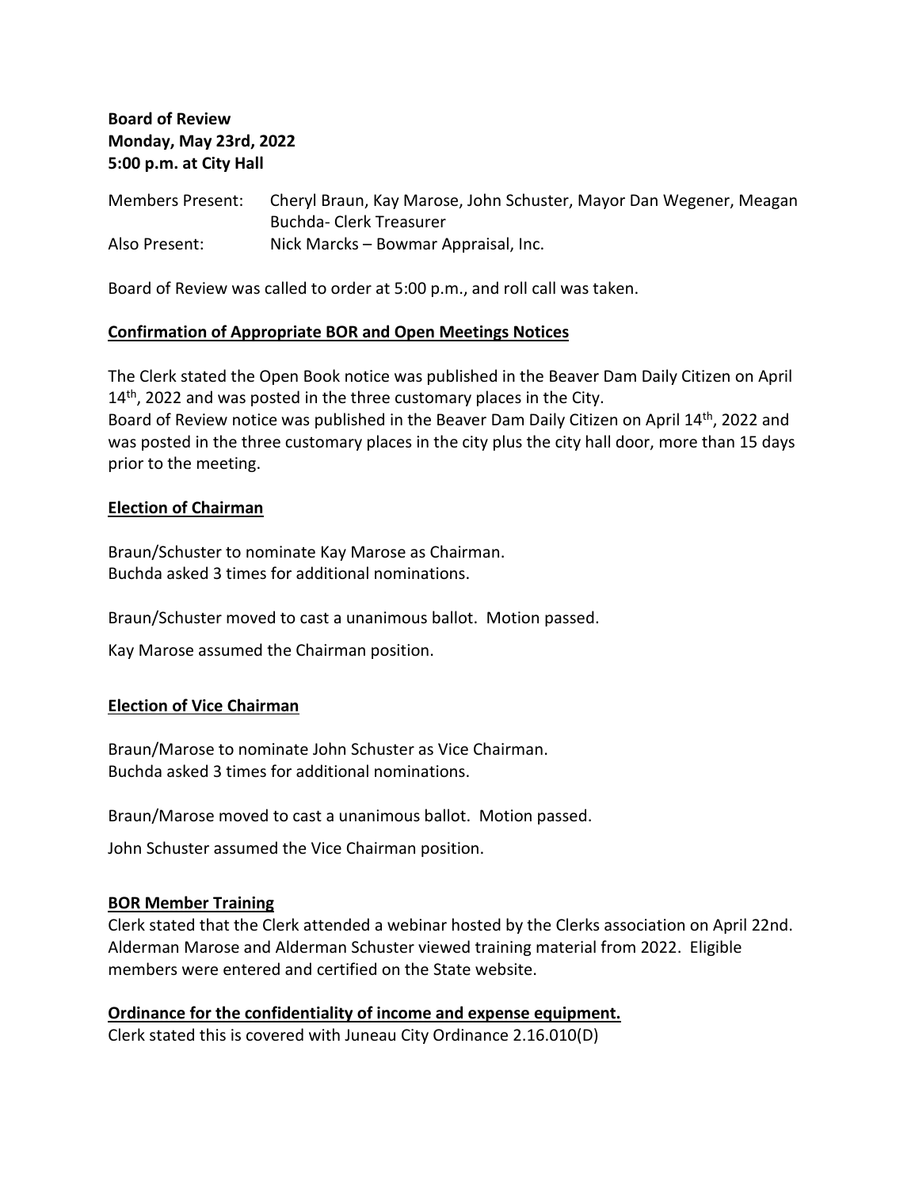**Board of Review**
**Monday, May 23rd, 2022**
**5:00 p.m. at City Hall**

Members Present: Cheryl Braun, Kay Marose, John Schuster, Mayor Dan Wegener, Meagan Buchda- Clerk Treasurer
Also Present: Nick Marcks – Bowmar Appraisal, Inc.

Board of Review was called to order at 5:00 p.m., and roll call was taken.

**Confirmation of Appropriate BOR and Open Meetings Notices**

The Clerk stated the Open Book notice was published in the Beaver Dam Daily Citizen on April 14th, 2022 and was posted in the three customary places in the City.
Board of Review notice was published in the Beaver Dam Daily Citizen on April 14th, 2022 and was posted in the three customary places in the city plus the city hall door, more than 15 days prior to the meeting.

**Election of Chairman**

Braun/Schuster to nominate Kay Marose as Chairman.
Buchda asked 3 times for additional nominations.

Braun/Schuster moved to cast a unanimous ballot. Motion passed.

Kay Marose assumed the Chairman position.

**Election of Vice Chairman**

Braun/Marose to nominate John Schuster as Vice Chairman.
Buchda asked 3 times for additional nominations.

Braun/Marose moved to cast a unanimous ballot. Motion passed.

John Schuster assumed the Vice Chairman position.

**BOR Member Training**

Clerk stated that the Clerk attended a webinar hosted by the Clerks association on April 22nd. Alderman Marose and Alderman Schuster viewed training material from 2022. Eligible members were entered and certified on the State website.

**Ordinance for the confidentiality of income and expense equipment.**

Clerk stated this is covered with Juneau City Ordinance 2.16.010(D)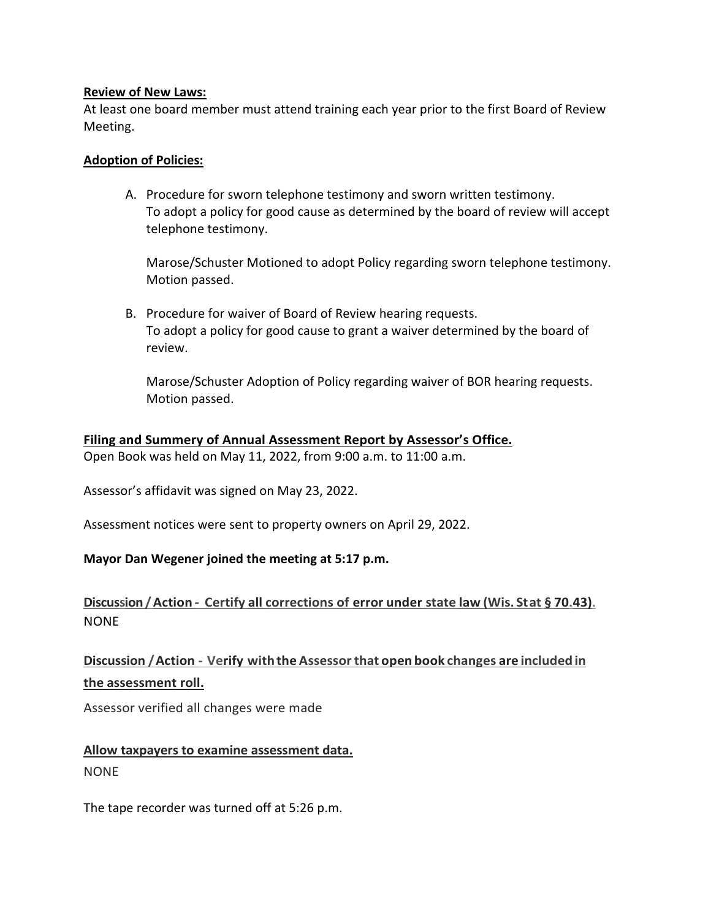**Review of New Laws:**

At least one board member must attend training each year prior to the first Board of Review Meeting.

**Adoption of Policies:**

A. Procedure for sworn telephone testimony and sworn written testimony.
   To adopt a policy for good cause as determined by the board of review will accept telephone testimony.

   Marose/Schuster Motioned to adopt Policy regarding sworn telephone testimony. Motion passed.

B. Procedure for waiver of Board of Review hearing requests.
   To adopt a policy for good cause to grant a waiver determined by the board of review.

   Marose/Schuster Adoption of Policy regarding waiver of BOR hearing requests. Motion passed.

**Filing and Summery of Annual Assessment Report by Assessor's Office.**

Open Book was held on May 11, 2022, from 9:00 a.m. to 11:00 a.m.

Assessor's affidavit was signed on May 23, 2022.

Assessment notices were sent to property owners on April 29, 2022.

**Mayor Dan Wegener joined the meeting at 5:17 p.m.**

**Discussion / Action - Certify all corrections of error under state law (Wis. Stat § 70.43).**

NONE

**Discussion / Action - Verify with the Assessor that open book changes are included in the assessment roll.**

Assessor verified all changes were made

**Allow taxpayers to examine assessment data.**

NONE

The tape recorder was turned off at 5:26 p.m.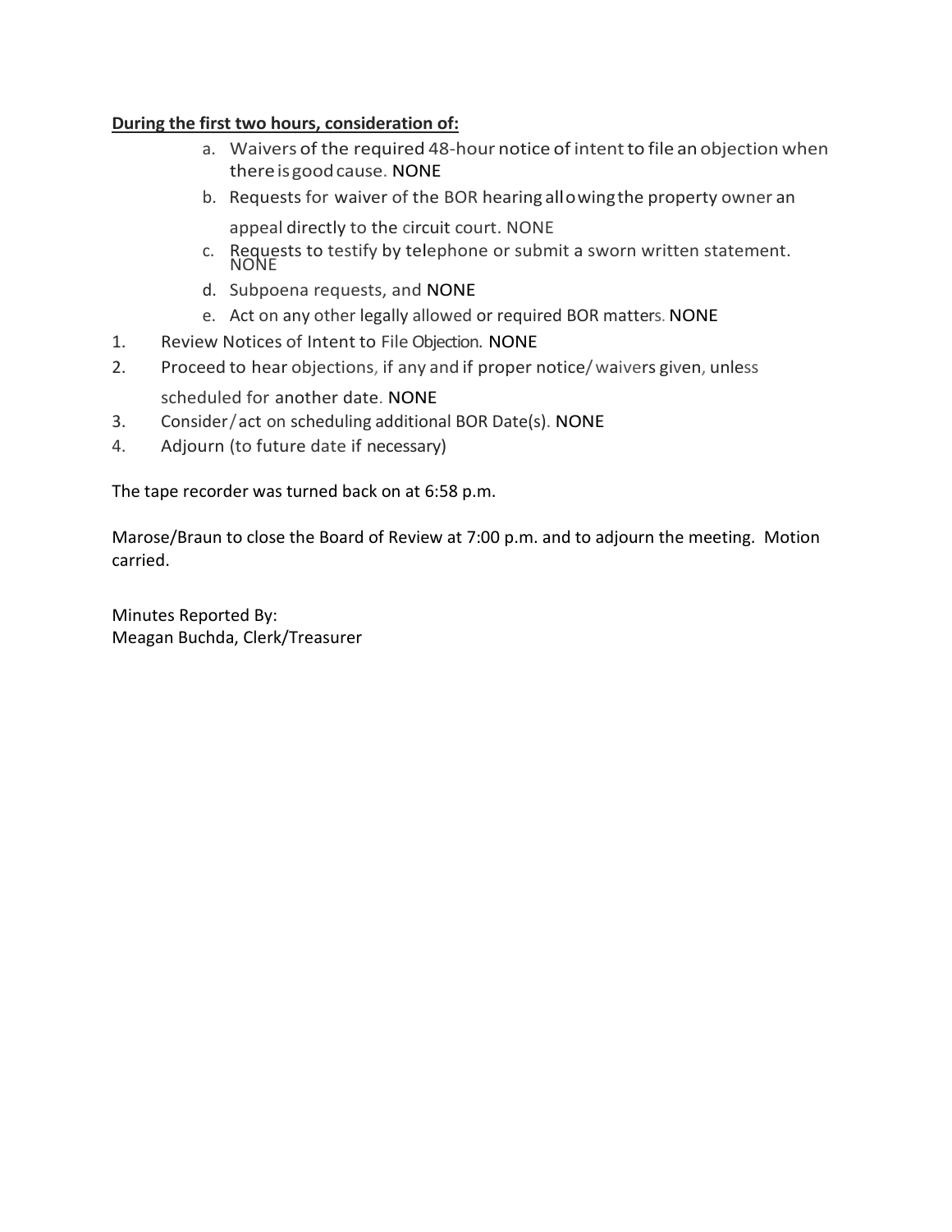**<u>During the first two hours, consideration of:</u>**

a. Waivers of the required 48-hour notice of intent to file an objection when there is good cause. NONE
b. Requests for waiver of the BOR hearing allowing the property owner an appeal directly to the circuit court. NONE
c. Requests to testify by telephone or submit a sworn written statement. NONE
d. Subpoena requests, and NONE
e. Act on any other legally allowed or required BOR matters. NONE

1. Review Notices of Intent to File Objection. NONE
2. Proceed to hear objections, if any and if proper notice/ waivers given, unless scheduled for another date. NONE
3. Consider/ act on scheduling additional BOR Date(s). NONE
4. Adjourn (to future date if necessary)

The tape recorder was turned back on at 6:58 p.m.

Marose/Braun to close the Board of Review at 7:00 p.m. and to adjourn the meeting. Motion carried.

Minutes Reported By:
Meagan Buchda, Clerk/Treasurer